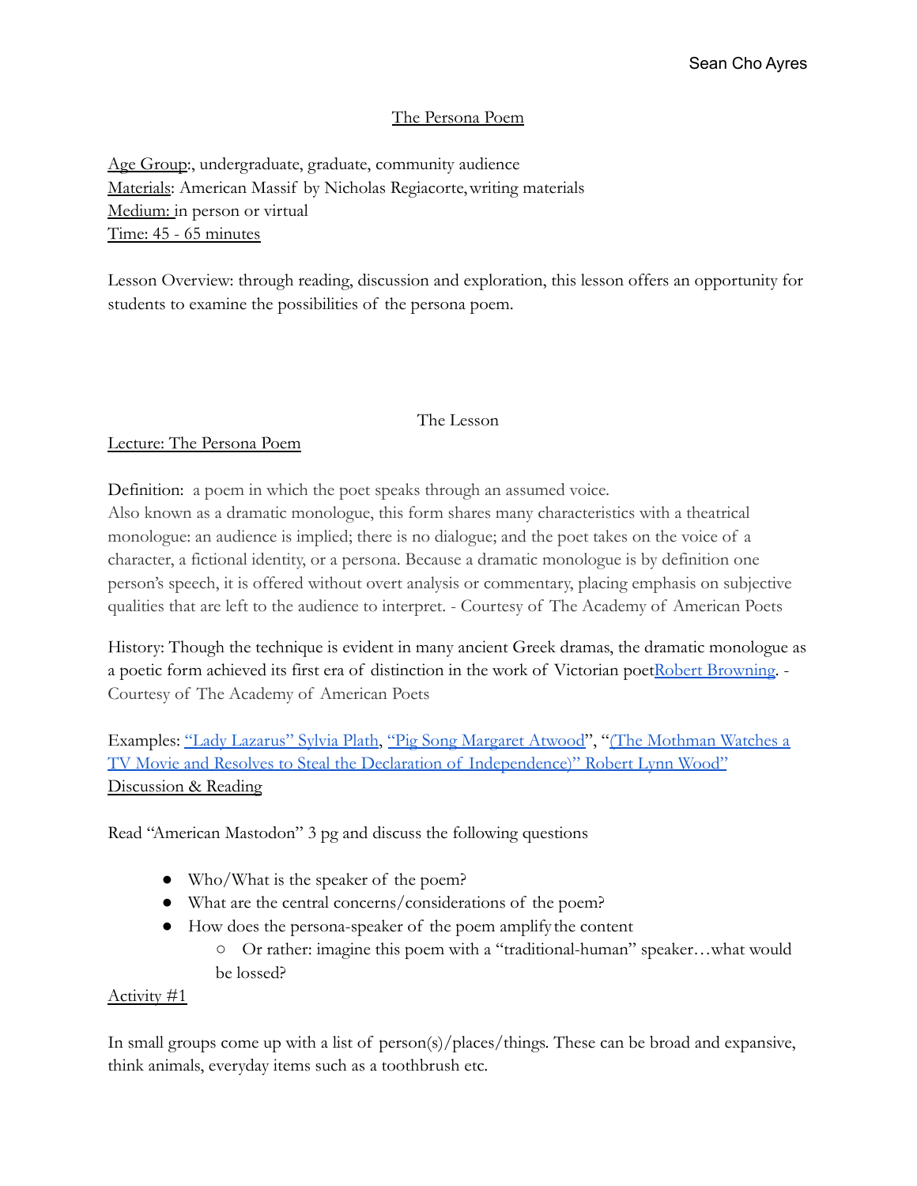Sean Cho Ayres

# The Persona Poem

Age Group:, undergraduate, graduate, community audience
Materials: American Massif by Nicholas Regiacorte, writing materials
Medium: in person or virtual
Time: 45 - 65 minutes

Lesson Overview: through reading, discussion and exploration, this lesson offers an opportunity for students to examine the possibilities of the persona poem.

## The Lesson

### Lecture: The Persona Poem

Definition: a poem in which the poet speaks through an assumed voice.
Also known as a dramatic monologue, this form shares many characteristics with a theatrical monologue: an audience is implied; there is no dialogue; and the poet takes on the voice of a character, a fictional identity, or a persona. Because a dramatic monologue is by definition one person's speech, it is offered without overt analysis or commentary, placing emphasis on subjective qualities that are left to the audience to interpret. - Courtesy of The Academy of American Poets

History: Though the technique is evident in many ancient Greek dramas, the dramatic monologue as a poetic form achieved its first era of distinction in the work of Victorian poetRobert Browning. - Courtesy of The Academy of American Poets

Examples: "Lady Lazarus" Sylvia Plath, "Pig Song Margaret Atwood", "(The Mothman Watches a TV Movie and Resolves to Steal the Declaration of Independence)" Robert Lynn Wood"

### Discussion & Reading

Read "American Mastodon" 3 pg and discuss the following questions

- Who/What is the speaker of the poem?
- What are the central concerns/considerations of the poem?
- How does the persona-speaker of the poem amplify the content
  - Or rather: imagine this poem with a "traditional-human" speaker…what would be lossed?

### Activity #1

In small groups come up with a list of person(s)/places/things. These can be broad and expansive, think animals, everyday items such as a toothbrush etc.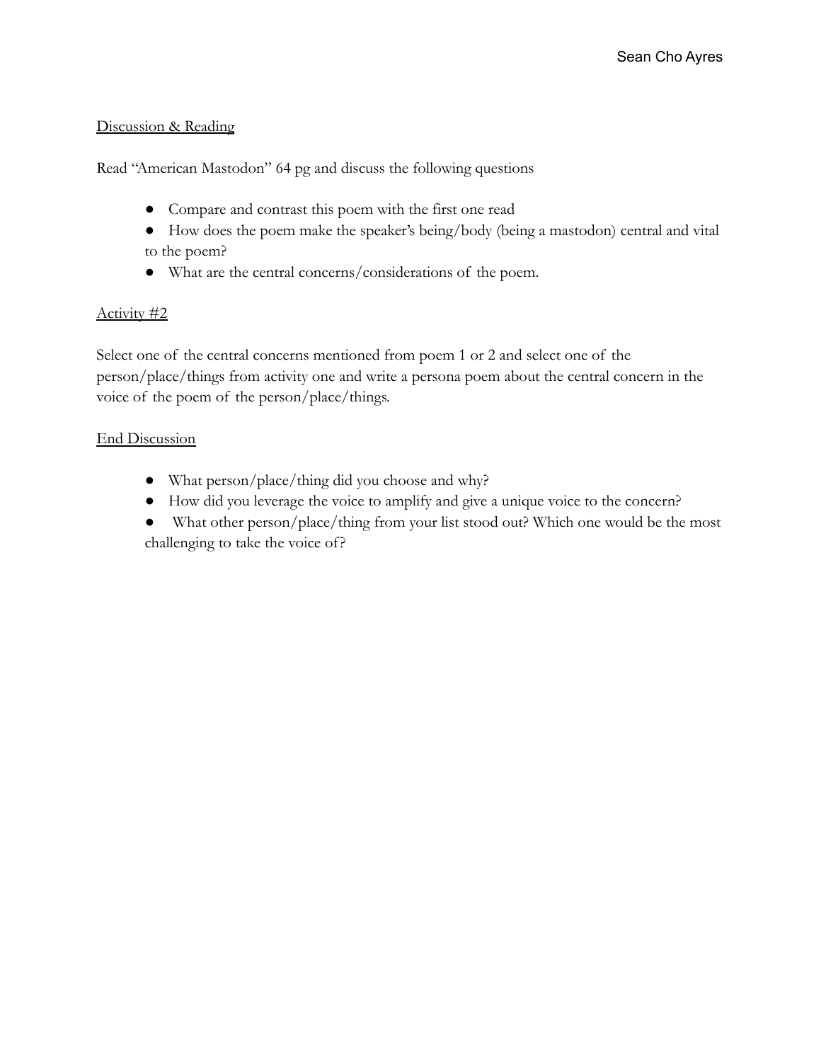Discussion & Reading

Read "American Mastodon" 64 pg and discuss the following questions

- Compare and contrast this poem with the first one read
- How does the poem make the speaker's being/body (being a mastodon) central and vital to the poem?
- What are the central concerns/considerations of the poem.

Activity #2

Select one of the central concerns mentioned from poem 1 or 2 and select one of the person/place/things from activity one and write a persona poem about the central concern in the voice of the poem of the person/place/things.

End Discussion

- What person/place/thing did you choose and why?
- How did you leverage the voice to amplify and give a unique voice to the concern?
- What other person/place/thing from your list stood out? Which one would be the most challenging to take the voice of?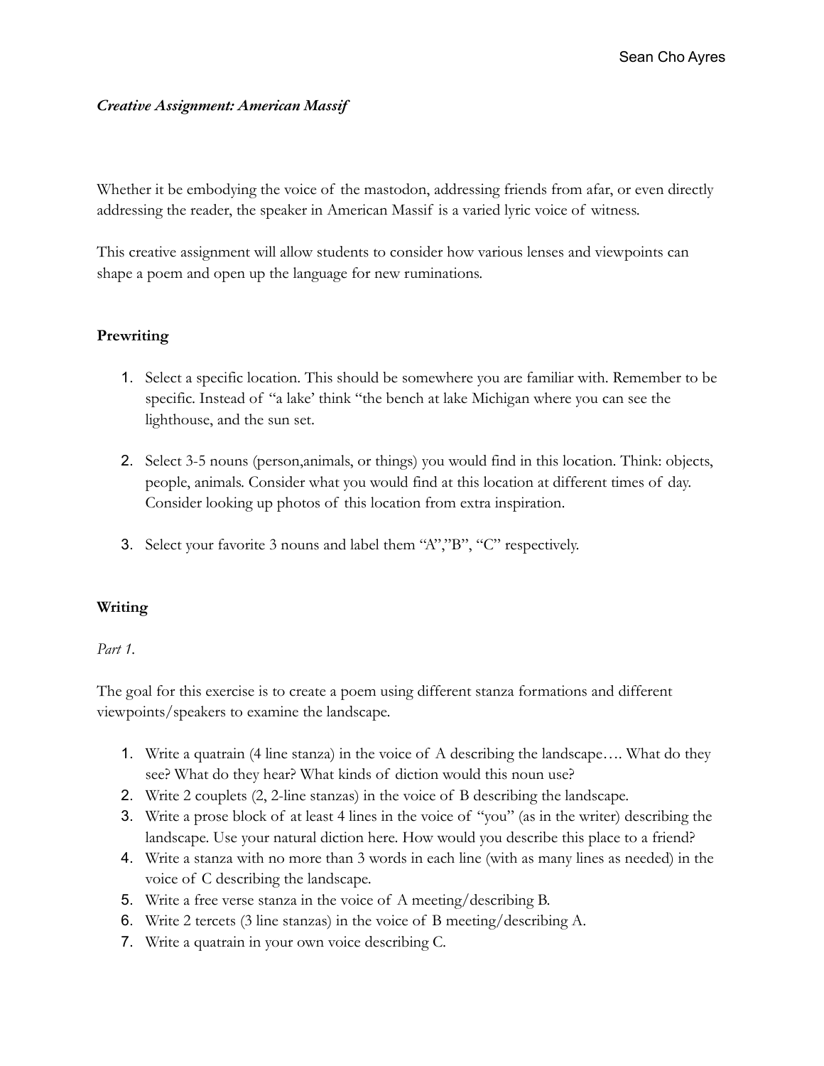*Creative Assignment: American Massif*

Whether it be embodying the voice of the mastodon, addressing friends from afar, or even directly addressing the reader, the speaker in American Massif is a varied lyric voice of witness.

This creative assignment will allow students to consider how various lenses and viewpoints can shape a poem and open up the language for new ruminations.

**Prewriting**

1. Select a specific location. This should be somewhere you are familiar with. Remember to be specific. Instead of "a lake' think "the bench at lake Michigan where you can see the lighthouse, and the sun set.

2. Select 3-5 nouns (person,animals, or things) you would find in this location. Think: objects, people, animals. Consider what you would find at this location at different times of day. Consider looking up photos of this location from extra inspiration.

3. Select your favorite 3 nouns and label them "A","B", "C" respectively.

**Writing**

*Part 1.*

The goal for this exercise is to create a poem using different stanza formations and different viewpoints/speakers to examine the landscape.

1. Write a quatrain (4 line stanza) in the voice of A describing the landscape…. What do they see? What do they hear? What kinds of diction would this noun use?
2. Write 2 couplets (2, 2-line stanzas) in the voice of B describing the landscape.
3. Write a prose block of at least 4 lines in the voice of "you" (as in the writer) describing the landscape. Use your natural diction here. How would you describe this place to a friend?
4. Write a stanza with no more than 3 words in each line (with as many lines as needed) in the voice of C describing the landscape.
5. Write a free verse stanza in the voice of A meeting/describing B.
6. Write 2 tercets (3 line stanzas) in the voice of B meeting/describing A.
7. Write a quatrain in your own voice describing C.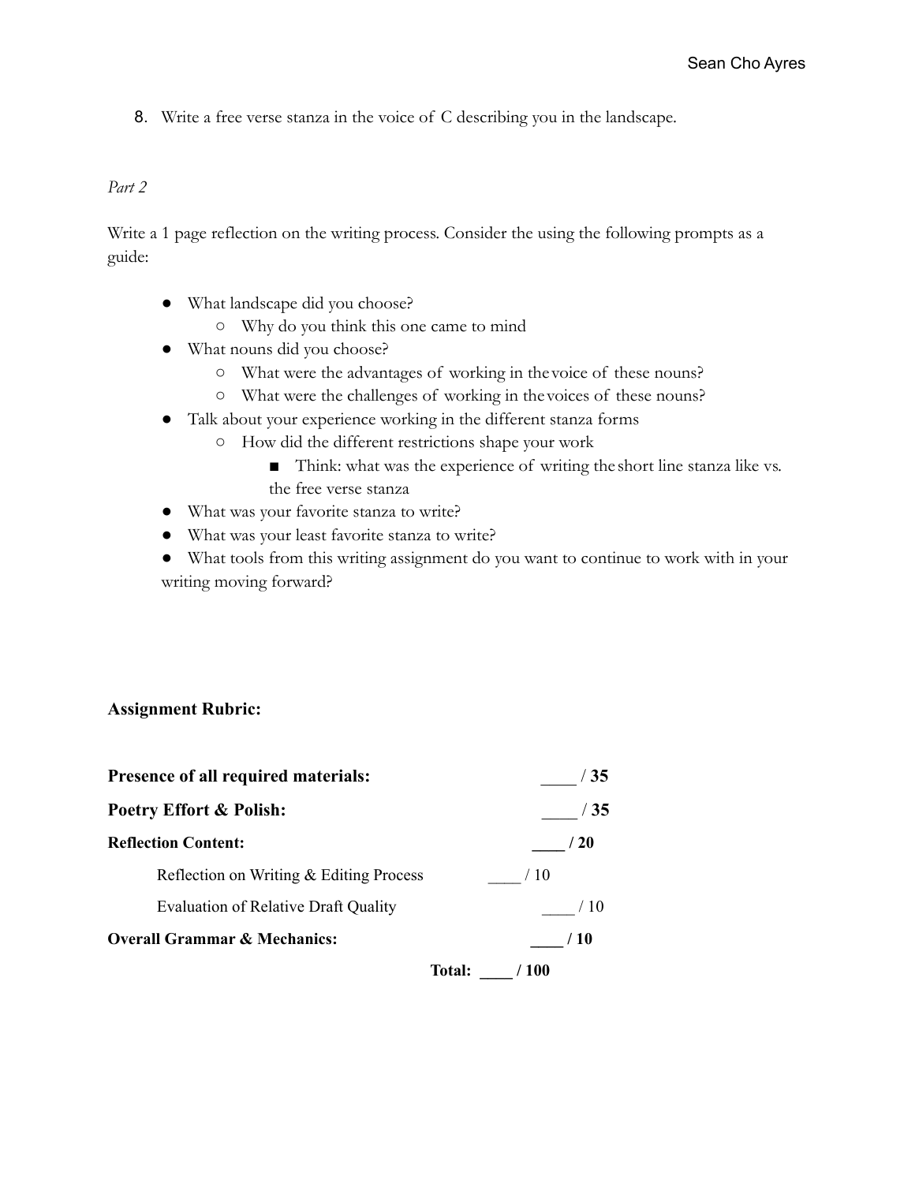8. Write a free verse stanza in the voice of C describing you in the landscape.

*Part 2*

Write a 1 page reflection on the writing process. Consider the using the following prompts as a guide:

- What landscape did you choose?
  - Why do you think this one came to mind
- What nouns did you choose?
  - What were the advantages of working in the voice of these nouns?
  - What were the challenges of working in the voices of these nouns?
- Talk about your experience working in the different stanza forms
  - How did the different restrictions shape your work
    - Think: what was the experience of writing the short line stanza like vs. the free verse stanza
- What was your favorite stanza to write?
- What was your least favorite stanza to write?
- What tools from this writing assignment do you want to continue to work with in your writing moving forward?

**Assignment Rubric:**

| | | |
|---|---|---|
| **Presence of all required materials:** | | **____ / 35** |
| **Poetry Effort & Polish:** | | **____ / 35** |
| **Reflection Content:** | | **____ / 20** |
| Reflection on Writing & Editing Process | ____ / 10 | |
| Evaluation of Relative Draft Quality | | ____ / 10 |
| **Overall Grammar & Mechanics:** | | **____ / 10** |
| **Total:** | **____ / 100** | |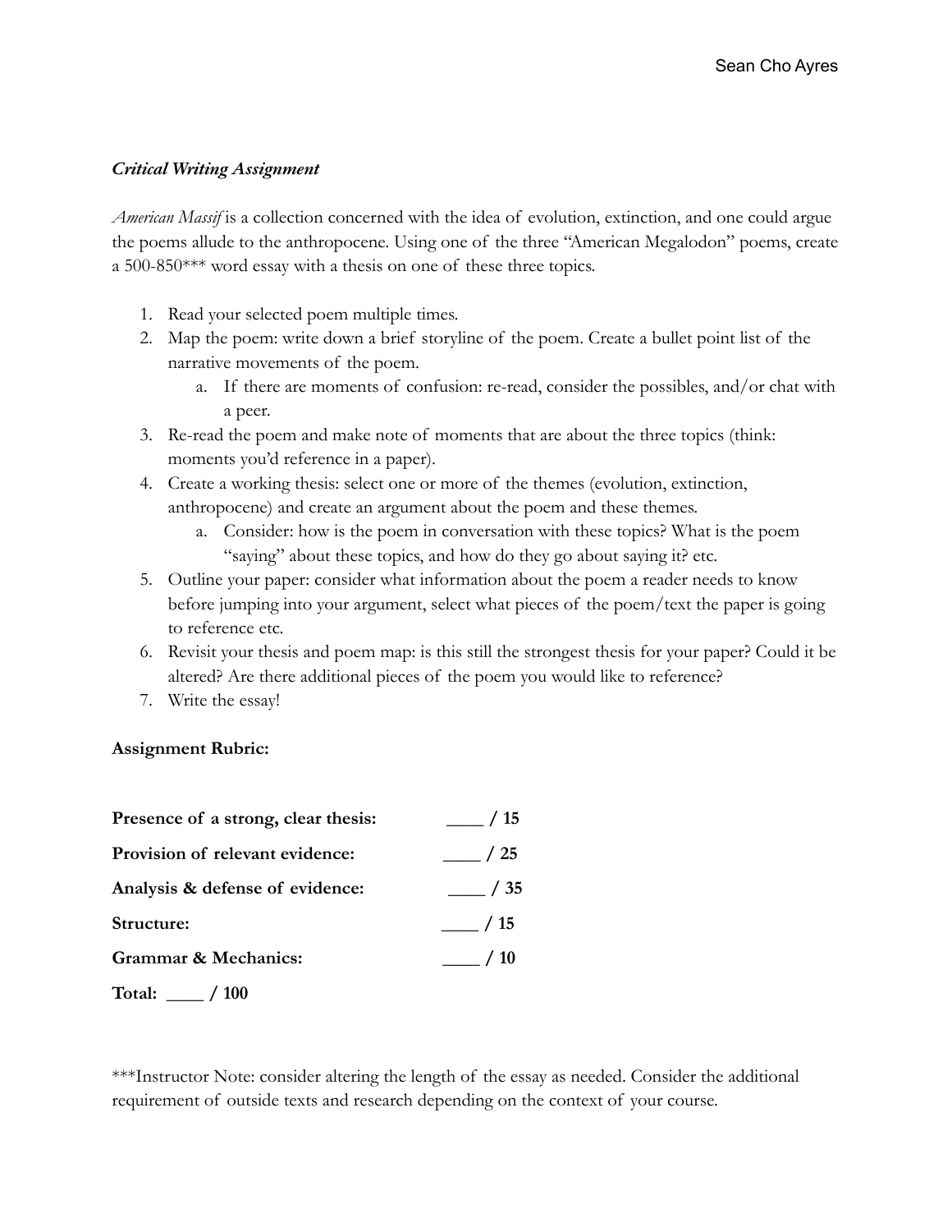### *Critical Writing Assignment*

*American Massif* is a collection concerned with the idea of evolution, extinction, and one could argue the poems allude to the anthropocene. Using one of the three "American Megalodon" poems, create a 500-850*** word essay with a thesis on one of these three topics.

1. Read your selected poem multiple times.
2. Map the poem: write down a brief storyline of the poem. Create a bullet point list of the narrative movements of the poem.
    a. If there are moments of confusion: re-read, consider the possibles, and/or chat with a peer.
3. Re-read the poem and make note of moments that are about the three topics (think: moments you'd reference in a paper).
4. Create a working thesis: select one or more of the themes (evolution, extinction, anthropocene) and create an argument about the poem and these themes.
    a. Consider: how is the poem in conversation with these topics? What is the poem "saying" about these topics, and how do they go about saying it? etc.
5. Outline your paper: consider what information about the poem a reader needs to know before jumping into your argument, select what pieces of the poem/text the paper is going to reference etc.
6. Revisit your thesis and poem map: is this still the strongest thesis for your paper? Could it be altered? Are there additional pieces of the poem you would like to reference?
7. Write the essay!

**Assignment Rubric:**

**Presence of a strong, clear thesis:** ____ / 15

**Provision of relevant evidence:** ____ / 25

**Analysis & defense of evidence:** ____ / 35

**Structure:** ____ / 15

**Grammar & Mechanics:** ____ / 10

**Total:** ____ **/ 100**

***Instructor Note: consider altering the length of the essay as needed. Consider the additional requirement of outside texts and research depending on the context of your course.